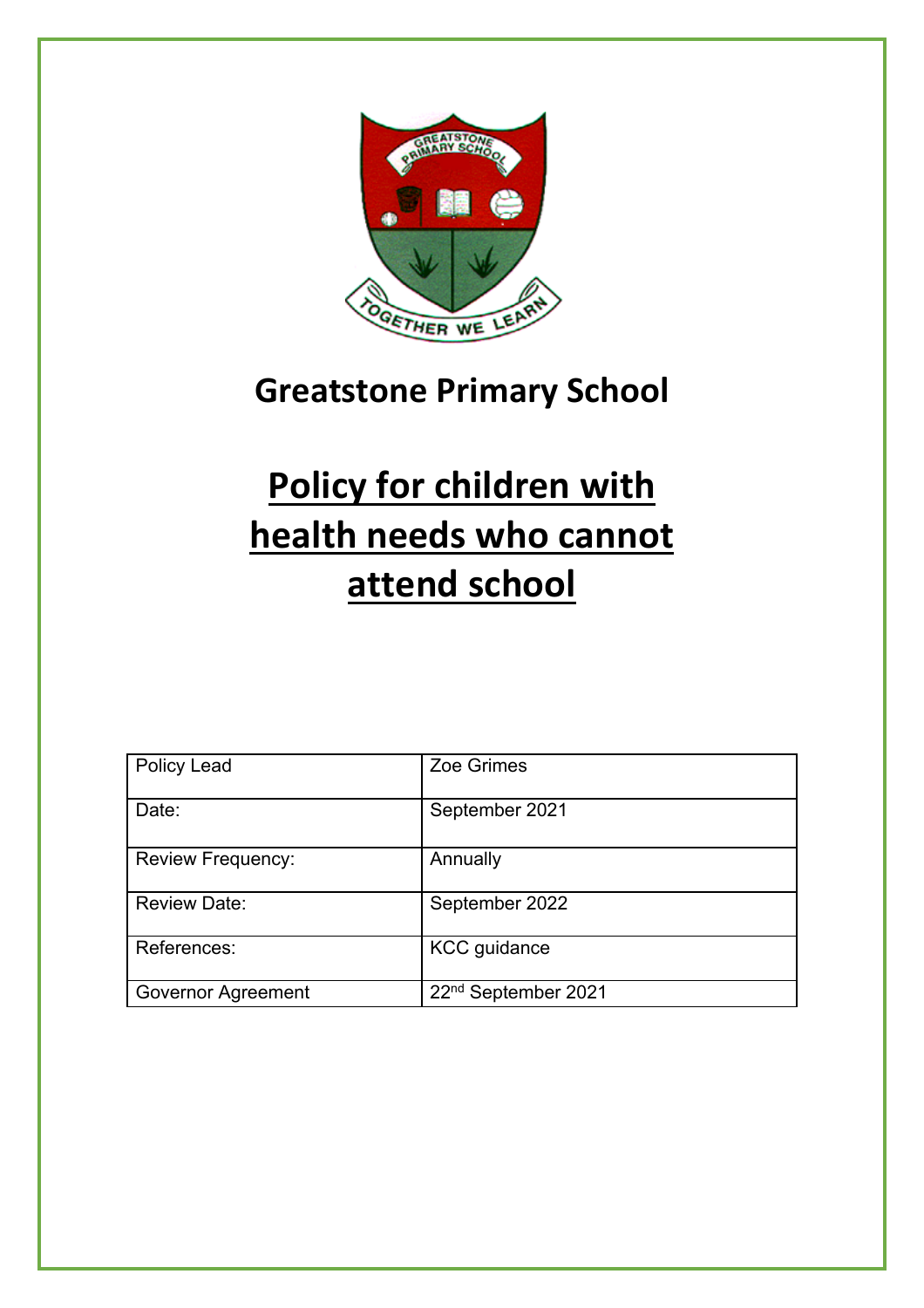# Greatstone Primary School

# Policy for children with health needs who cannot attend school

| Policy Lead | Zoe Grimes |
|---|---|
| Date: | September 2021 |
| Review Frequency: | Annually |
| Review Date: | September 2022 |
| References: | KCC guidance |
| Governor Agreement | 22nd September 2021 |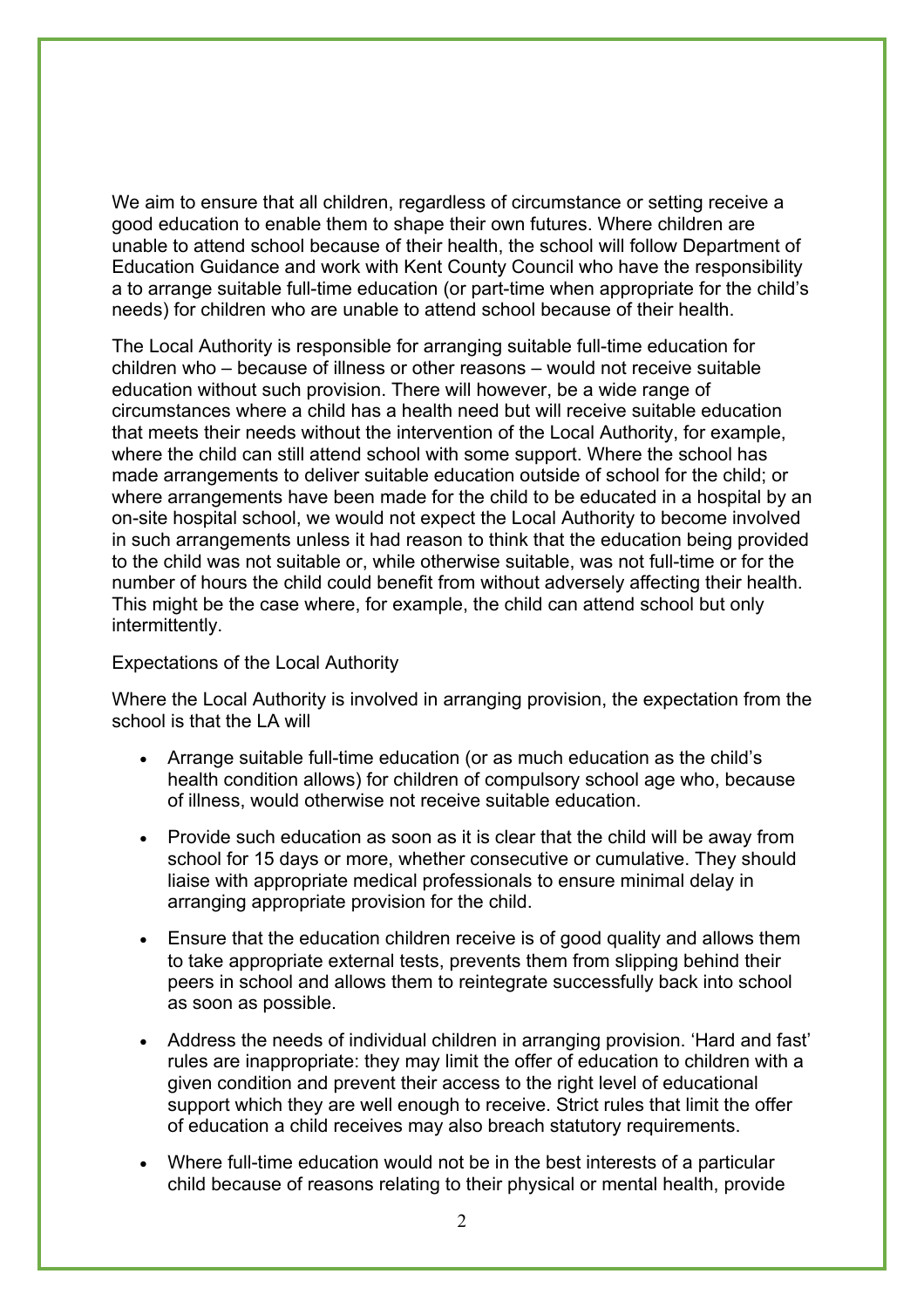We aim to ensure that all children, regardless of circumstance or setting receive a good education to enable them to shape their own futures. Where children are unable to attend school because of their health, the school will follow Department of Education Guidance and work with Kent County Council who have the responsibility a to arrange suitable full-time education (or part-time when appropriate for the child's needs) for children who are unable to attend school because of their health.

The Local Authority is responsible for arranging suitable full-time education for children who – because of illness or other reasons – would not receive suitable education without such provision. There will however, be a wide range of circumstances where a child has a health need but will receive suitable education that meets their needs without the intervention of the Local Authority, for example, where the child can still attend school with some support. Where the school has made arrangements to deliver suitable education outside of school for the child; or where arrangements have been made for the child to be educated in a hospital by an on-site hospital school, we would not expect the Local Authority to become involved in such arrangements unless it had reason to think that the education being provided to the child was not suitable or, while otherwise suitable, was not full-time or for the number of hours the child could benefit from without adversely affecting their health. This might be the case where, for example, the child can attend school but only intermittently.

Expectations of the Local Authority

Where the Local Authority is involved in arranging provision, the expectation from the school is that the LA will

- Arrange suitable full-time education (or as much education as the child's health condition allows) for children of compulsory school age who, because of illness, would otherwise not receive suitable education.

- Provide such education as soon as it is clear that the child will be away from school for 15 days or more, whether consecutive or cumulative. They should liaise with appropriate medical professionals to ensure minimal delay in arranging appropriate provision for the child.

- Ensure that the education children receive is of good quality and allows them to take appropriate external tests, prevents them from slipping behind their peers in school and allows them to reintegrate successfully back into school as soon as possible.

- Address the needs of individual children in arranging provision. 'Hard and fast' rules are inappropriate: they may limit the offer of education to children with a given condition and prevent their access to the right level of educational support which they are well enough to receive. Strict rules that limit the offer of education a child receives may also breach statutory requirements.

- Where full-time education would not be in the best interests of a particular child because of reasons relating to their physical or mental health, provide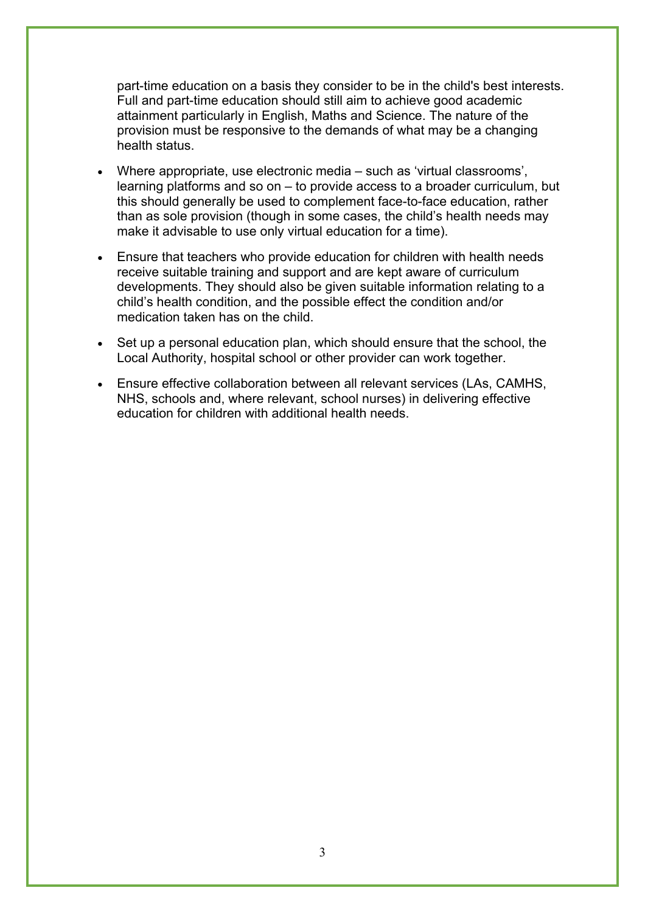part-time education on a basis they consider to be in the child's best interests. Full and part-time education should still aim to achieve good academic attainment particularly in English, Maths and Science. The nature of the provision must be responsive to the demands of what may be a changing health status.

- Where appropriate, use electronic media – such as 'virtual classrooms', learning platforms and so on – to provide access to a broader curriculum, but this should generally be used to complement face-to-face education, rather than as sole provision (though in some cases, the child's health needs may make it advisable to use only virtual education for a time).

- Ensure that teachers who provide education for children with health needs receive suitable training and support and are kept aware of curriculum developments. They should also be given suitable information relating to a child's health condition, and the possible effect the condition and/or medication taken has on the child.

- Set up a personal education plan, which should ensure that the school, the Local Authority, hospital school or other provider can work together.

- Ensure effective collaboration between all relevant services (LAs, CAMHS, NHS, schools and, where relevant, school nurses) in delivering effective education for children with additional health needs.